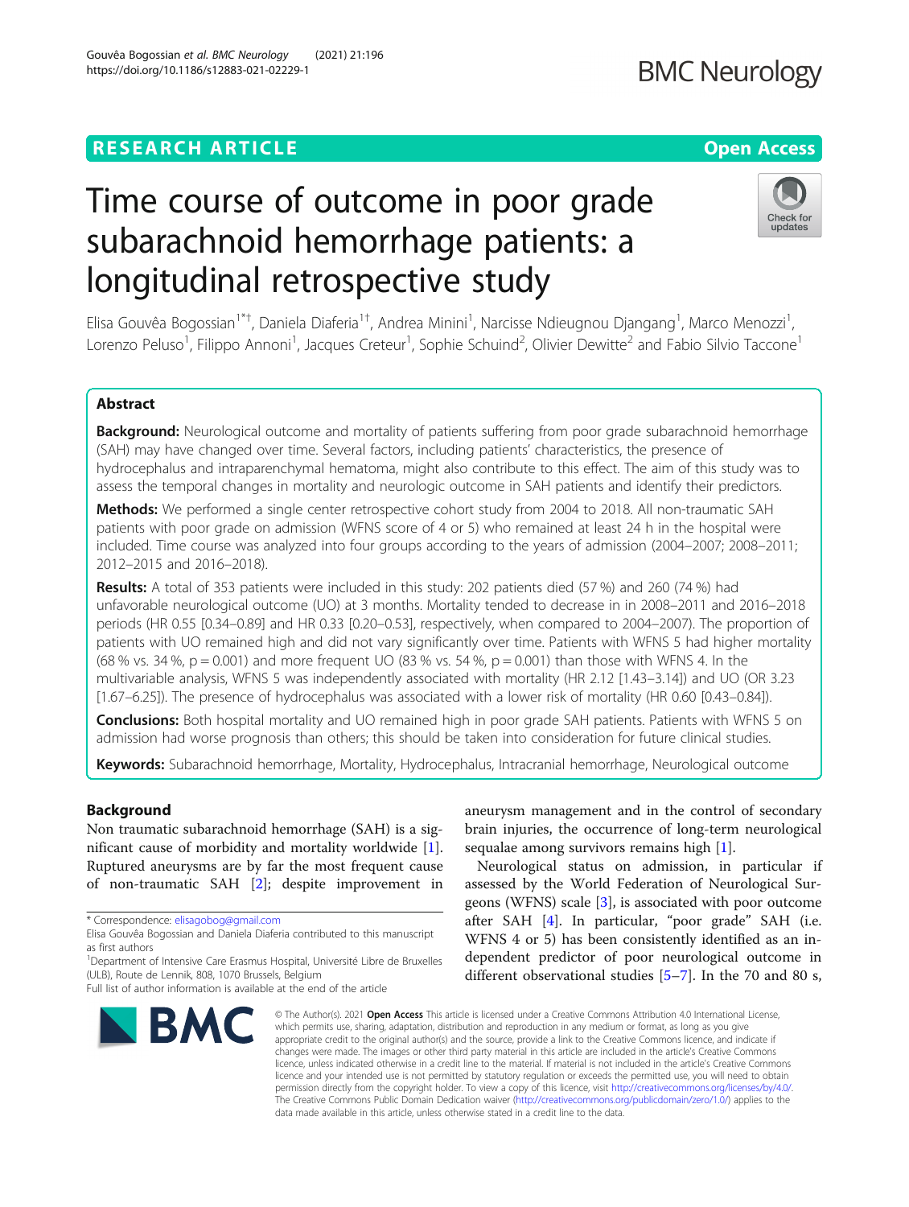RESEARCH ARTICLE

Open Access

# Time course of outcome in poor grade subarachnoid hemorrhage patients: a longitudinal retrospective study

Elisa Gouvêa Bogossian[1*†], Daniela Diaferia[1†], Andrea Minini[1], Narcisse Ndieugnou Djangang[1], Marco Menozzi[1], Lorenzo Peluso[1], Filippo Annoni[1], Jacques Creteur[1], Sophie Schuind[2], Olivier Dewitte[2] and Fabio Silvio Taccone[1]

## Abstract

**Background:** Neurological outcome and mortality of patients suffering from poor grade subarachnoid hemorrhage (SAH) may have changed over time. Several factors, including patients' characteristics, the presence of hydrocephalus and intraparenchymal hematoma, might also contribute to this effect. The aim of this study was to assess the temporal changes in mortality and neurologic outcome in SAH patients and identify their predictors.

**Methods:** We performed a single center retrospective cohort study from 2004 to 2018. All non-traumatic SAH patients with poor grade on admission (WFNS score of 4 or 5) who remained at least 24 h in the hospital were included. Time course was analyzed into four groups according to the years of admission (2004–2007; 2008–2011; 2012–2015 and 2016–2018).

**Results:** A total of 353 patients were included in this study: 202 patients died (57 %) and 260 (74 %) had unfavorable neurological outcome (UO) at 3 months. Mortality tended to decrease in in 2008–2011 and 2016–2018 periods (HR 0.55 [0.34–0.89] and HR 0.33 [0.20–0.53], respectively, when compared to 2004–2007). The proportion of patients with UO remained high and did not vary significantly over time. Patients with WFNS 5 had higher mortality (68 % vs. 34 %, $p = 0.001$) and more frequent UO (83 % vs. 54 %, $p = 0.001$) than those with WFNS 4. In the multivariable analysis, WFNS 5 was independently associated with mortality (HR 2.12 [1.43–3.14]) and UO (OR 3.23 [1.67–6.25]). The presence of hydrocephalus was associated with a lower risk of mortality (HR 0.60 [0.43–0.84]).

**Conclusions:** Both hospital mortality and UO remained high in poor grade SAH patients. Patients with WFNS 5 on admission had worse prognosis than others; this should be taken into consideration for future clinical studies.

**Keywords:** Subarachnoid hemorrhage, Mortality, Hydrocephalus, Intracranial hemorrhage, Neurological outcome

## Background

Non traumatic subarachnoid hemorrhage (SAH) is a significant cause of morbidity and mortality worldwide [1]. Ruptured aneurysms are by far the most frequent cause of non-traumatic SAH [2]; despite improvement in aneurysm management and in the control of secondary brain injuries, the occurrence of long-term neurological sequalae among survivors remains high [1].

Neurological status on admission, in particular if assessed by the World Federation of Neurological Surgeons (WFNS) scale [3], is associated with poor outcome after SAH [4]. In particular, "poor grade" SAH (i.e. WFNS 4 or 5) has been consistently identified as an independent predictor of poor neurological outcome in different observational studies [5–7]. In the 70 and 80 s,

\* Correspondence: elisagobog@gmail.com
Elisa Gouvêa Bogossian and Daniela Diaferia contributed to this manuscript as first authors
[1]Department of Intensive Care Erasmus Hospital, Université Libre de Bruxelles (ULB), Route de Lennik, 808, 1070 Brussels, Belgium
Full list of author information is available at the end of the article

© The Author(s). 2021 **Open Access** This article is licensed under a Creative Commons Attribution 4.0 International License, which permits use, sharing, adaptation, distribution and reproduction in any medium or format, as long as you give appropriate credit to the original author(s) and the source, provide a link to the Creative Commons licence, and indicate if changes were made. The images or other third party material in this article are included in the article's Creative Commons licence, unless indicated otherwise in a credit line to the material. If material is not included in the article's Creative Commons licence and your intended use is not permitted by statutory regulation or exceeds the permitted use, you will need to obtain permission directly from the copyright holder. To view a copy of this licence, visit http://creativecommons.org/licenses/by/4.0/. The Creative Commons Public Domain Dedication waiver (http://creativecommons.org/publicdomain/zero/1.0/) applies to the data made available in this article, unless otherwise stated in a credit line to the data.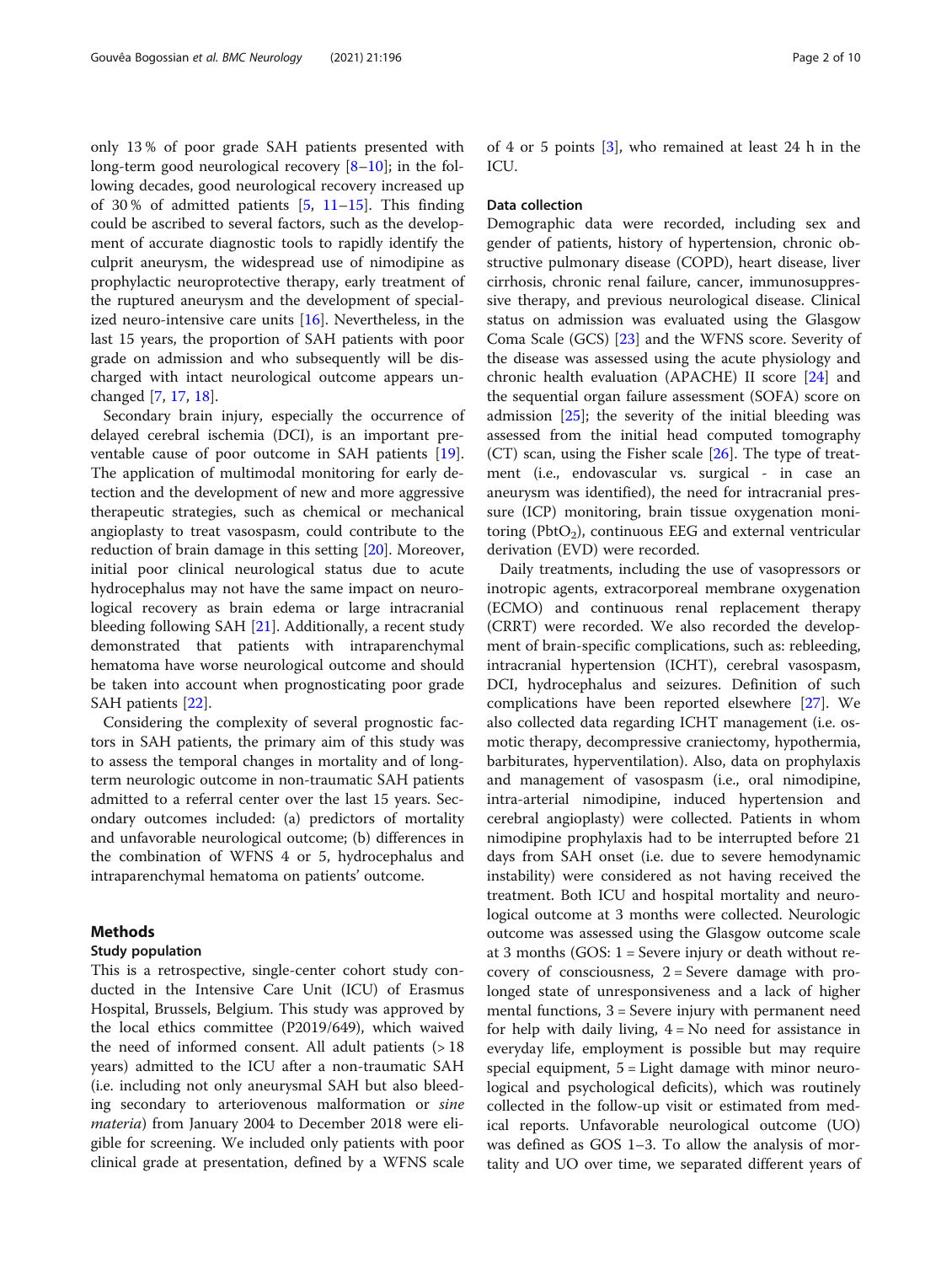only 13 % of poor grade SAH patients presented with long-term good neurological recovery [8–10]; in the following decades, good neurological recovery increased up of 30 % of admitted patients [5, 11–15]. This finding could be ascribed to several factors, such as the development of accurate diagnostic tools to rapidly identify the culprit aneurysm, the widespread use of nimodipine as prophylactic neuroprotective therapy, early treatment of the ruptured aneurysm and the development of specialized neuro-intensive care units [16]. Nevertheless, in the last 15 years, the proportion of SAH patients with poor grade on admission and who subsequently will be discharged with intact neurological outcome appears unchanged [7, 17, 18].

Secondary brain injury, especially the occurrence of delayed cerebral ischemia (DCI), is an important preventable cause of poor outcome in SAH patients [19]. The application of multimodal monitoring for early detection and the development of new and more aggressive therapeutic strategies, such as chemical or mechanical angioplasty to treat vasospasm, could contribute to the reduction of brain damage in this setting [20]. Moreover, initial poor clinical neurological status due to acute hydrocephalus may not have the same impact on neurological recovery as brain edema or large intracranial bleeding following SAH [21]. Additionally, a recent study demonstrated that patients with intraparenchymal hematoma have worse neurological outcome and should be taken into account when prognosticating poor grade SAH patients [22].

Considering the complexity of several prognostic factors in SAH patients, the primary aim of this study was to assess the temporal changes in mortality and of long-term neurologic outcome in non-traumatic SAH patients admitted to a referral center over the last 15 years. Secondary outcomes included: (a) predictors of mortality and unfavorable neurological outcome; (b) differences in the combination of WFNS 4 or 5, hydrocephalus and intraparenchymal hematoma on patients' outcome.

## Methods

### Study population

This is a retrospective, single-center cohort study conducted in the Intensive Care Unit (ICU) of Erasmus Hospital, Brussels, Belgium. This study was approved by the local ethics committee (P2019/649), which waived the need of informed consent. All adult patients (> 18 years) admitted to the ICU after a non-traumatic SAH (i.e. including not only aneurysmal SAH but also bleeding secondary to arteriovenous malformation or *sine materia*) from January 2004 to December 2018 were eligible for screening. We included only patients with poor clinical grade at presentation, defined by a WFNS scale of 4 or 5 points [3], who remained at least 24 h in the ICU.

### Data collection

Demographic data were recorded, including sex and gender of patients, history of hypertension, chronic obstructive pulmonary disease (COPD), heart disease, liver cirrhosis, chronic renal failure, cancer, immunosuppressive therapy, and previous neurological disease. Clinical status on admission was evaluated using the Glasgow Coma Scale (GCS) [23] and the WFNS score. Severity of the disease was assessed using the acute physiology and chronic health evaluation (APACHE) II score [24] and the sequential organ failure assessment (SOFA) score on admission [25]; the severity of the initial bleeding was assessed from the initial head computed tomography (CT) scan, using the Fisher scale [26]. The type of treatment (i.e., endovascular vs. surgical - in case an aneurysm was identified), the need for intracranial pressure (ICP) monitoring, brain tissue oxygenation monitoring ($PbtO_2$), continuous EEG and external ventricular derivation (EVD) were recorded.

Daily treatments, including the use of vasopressors or inotropic agents, extracorporeal membrane oxygenation (ECMO) and continuous renal replacement therapy (CRRT) were recorded. We also recorded the development of brain-specific complications, such as: rebleeding, intracranial hypertension (ICHT), cerebral vasospasm, DCI, hydrocephalus and seizures. Definition of such complications have been reported elsewhere [27]. We also collected data regarding ICHT management (i.e. osmotic therapy, decompressive craniectomy, hypothermia, barbiturates, hyperventilation). Also, data on prophylaxis and management of vasospasm (i.e., oral nimodipine, intra-arterial nimodipine, induced hypertension and cerebral angioplasty) were collected. Patients in whom nimodipine prophylaxis had to be interrupted before 21 days from SAH onset (i.e. due to severe hemodynamic instability) were considered as not having received the treatment. Both ICU and hospital mortality and neurological outcome at 3 months were collected. Neurologic outcome was assessed using the Glasgow outcome scale at 3 months (GOS: 1 = Severe injury or death without recovery of consciousness, 2 = Severe damage with prolonged state of unresponsiveness and a lack of higher mental functions, 3 = Severe injury with permanent need for help with daily living, 4 = No need for assistance in everyday life, employment is possible but may require special equipment, 5 = Light damage with minor neurological and psychological deficits), which was routinely collected in the follow-up visit or estimated from medical reports. Unfavorable neurological outcome (UO) was defined as GOS 1–3. To allow the analysis of mortality and UO over time, we separated different years of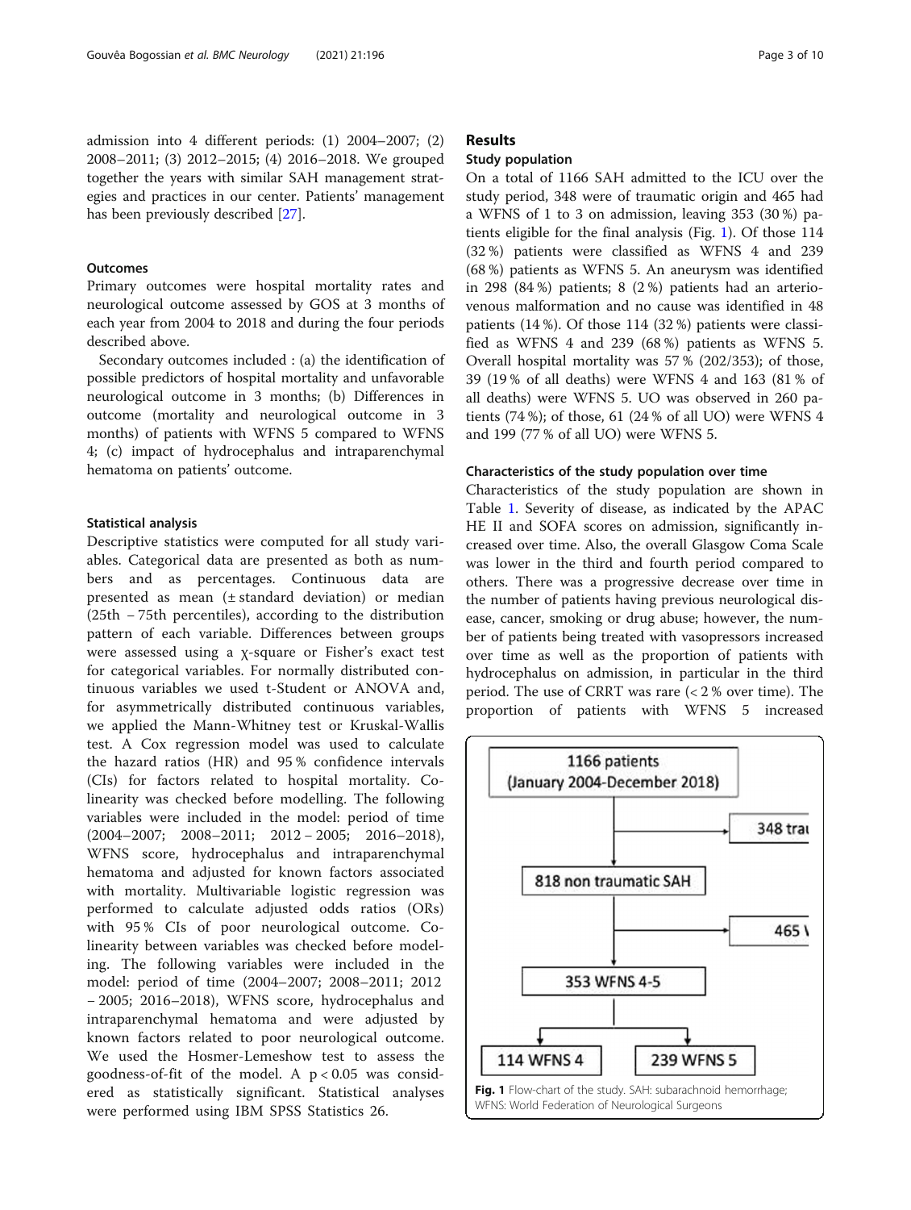admission into 4 different periods: (1) 2004–2007; (2) 2008–2011; (3) 2012–2015; (4) 2016–2018. We grouped together the years with similar SAH management strategies and practices in our center. Patients' management has been previously described [27].

### Outcomes

Primary outcomes were hospital mortality rates and neurological outcome assessed by GOS at 3 months of each year from 2004 to 2018 and during the four periods described above.

Secondary outcomes included : (a) the identification of possible predictors of hospital mortality and unfavorable neurological outcome in 3 months; (b) Differences in outcome (mortality and neurological outcome in 3 months) of patients with WFNS 5 compared to WFNS 4; (c) impact of hydrocephalus and intraparenchymal hematoma on patients' outcome.

### Statistical analysis

Descriptive statistics were computed for all study variables. Categorical data are presented as both as numbers and as percentages. Continuous data are presented as mean (± standard deviation) or median (25th – 75th percentiles), according to the distribution pattern of each variable. Differences between groups were assessed using a χ-square or Fisher's exact test for categorical variables. For normally distributed continuous variables we used t-Student or ANOVA and, for asymmetrically distributed continuous variables, we applied the Mann-Whitney test or Kruskal-Wallis test. A Cox regression model was used to calculate the hazard ratios (HR) and 95 % confidence intervals (CIs) for factors related to hospital mortality. Colinearity was checked before modelling. The following variables were included in the model: period of time (2004–2007; 2008–2011; 2012 – 2005; 2016–2018), WFNS score, hydrocephalus and intraparenchymal hematoma and adjusted for known factors associated with mortality. Multivariable logistic regression was performed to calculate adjusted odds ratios (ORs) with 95 % CIs of poor neurological outcome. Colinearity between variables was checked before modeling. The following variables were included in the model: period of time (2004–2007; 2008–2011; 2012 – 2005; 2016–2018), WFNS score, hydrocephalus and intraparenchymal hematoma and were adjusted by known factors related to poor neurological outcome. We used the Hosmer-Lemeshow test to assess the goodness-of-fit of the model. A $p < 0.05$ was considered as statistically significant. Statistical analyses were performed using IBM SPSS Statistics 26.

## Results

### Study population

On a total of 1166 SAH admitted to the ICU over the study period, 348 were of traumatic origin and 465 had a WFNS of 1 to 3 on admission, leaving 353 (30 %) patients eligible for the final analysis (Fig. 1). Of those 114 (32 %) patients were classified as WFNS 4 and 239 (68 %) patients as WFNS 5. An aneurysm was identified in 298 (84 %) patients; 8 (2 %) patients had an arteriovenous malformation and no cause was identified in 48 patients (14 %). Of those 114 (32 %) patients were classified as WFNS 4 and 239 (68 %) patients as WFNS 5. Overall hospital mortality was 57 % (202/353); of those, 39 (19 % of all deaths) were WFNS 4 and 163 (81 % of all deaths) were WFNS 5. UO was observed in 260 patients (74 %); of those, 61 (24 % of all UO) were WFNS 4 and 199 (77 % of all UO) were WFNS 5.

### Characteristics of the study population over time

Characteristics of the study population are shown in Table 1. Severity of disease, as indicated by the APACHE II and SOFA scores on admission, significantly increased over time. Also, the overall Glasgow Coma Scale was lower in the third and fourth period compared to others. There was a progressive decrease over time in the number of patients having previous neurological disease, cancer, smoking or drug abuse; however, the number of patients being treated with vasopressors increased over time as well as the proportion of patients with hydrocephalus on admission, in particular in the third period. The use of CRRT was rare (< 2 % over time). The proportion of patients with WFNS 5 increased

1166 patients (January 2004-December 2018) → 348 trau[matic] → 818 non traumatic SAH → 465 [WFNS 1-3] → 353 WFNS 4-5 → 114 WFNS 4 / 239 WFNS 5

**Fig. 1** Flow-chart of the study. SAH: subarachnoid hemorrhage; WFNS: World Federation of Neurological Surgeons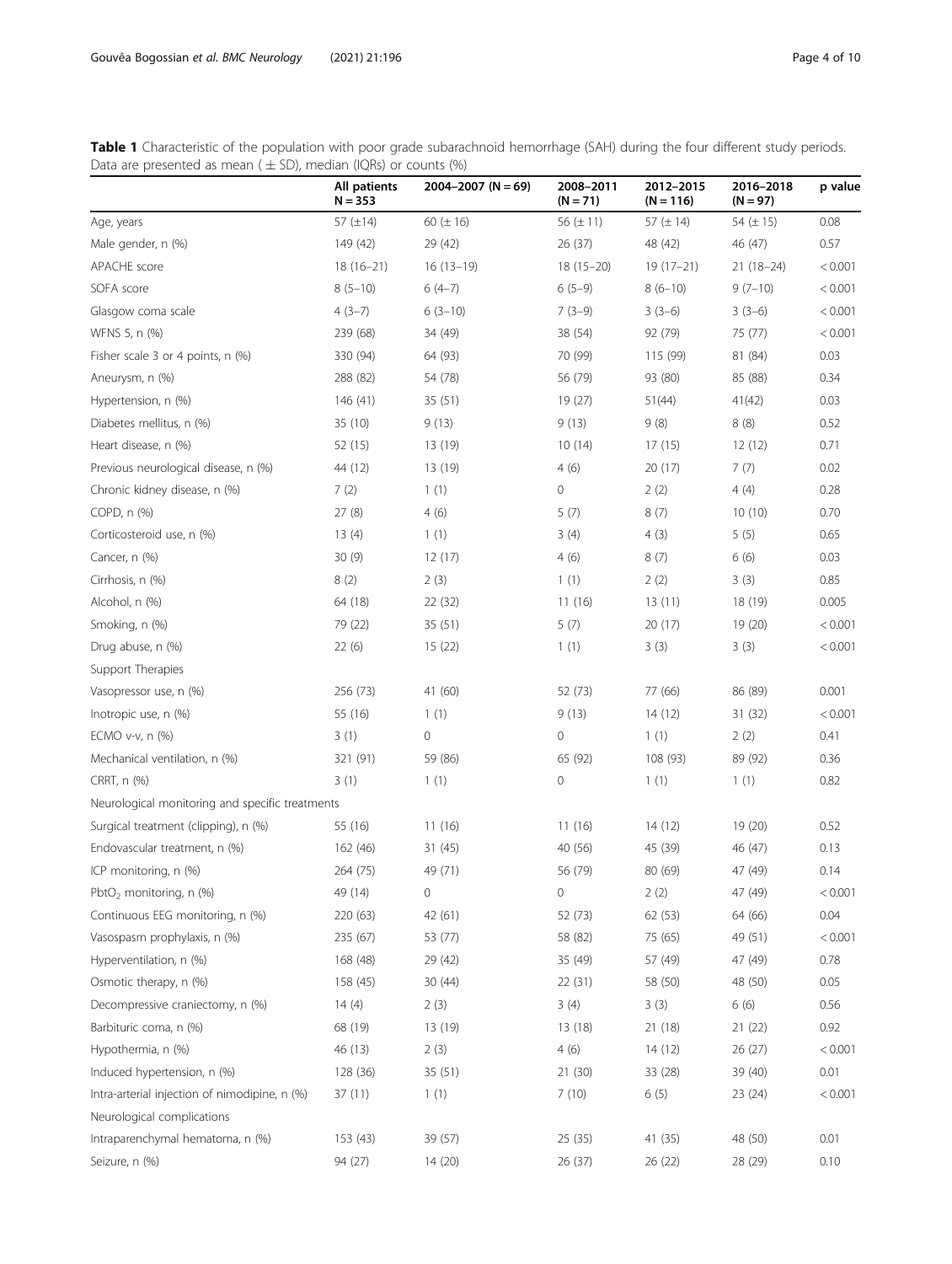**Table 1** Characteristic of the population with poor grade subarachnoid hemorrhage (SAH) during the four different study periods. Data are presented as mean ( ± SD), median (IQRs) or counts (%)

| | All patients N = 353 | 2004–2007 (N = 69) | 2008–2011 (N = 71) | 2012–2015 (N = 116) | 2016–2018 (N = 97) | p value |
|---|---|---|---|---|---|---|
| Age, years | 57 (±14) | 60 (± 16) | 56 (± 11) | 57 (± 14) | 54 (± 15) | 0.08 |
| Male gender, n (%) | 149 (42) | 29 (42) | 26 (37) | 48 (42) | 46 (47) | 0.57 |
| APACHE score | 18 (16–21) | 16 (13–19) | 18 (15–20) | 19 (17–21) | 21 (18–24) | < 0.001 |
| SOFA score | 8 (5–10) | 6 (4–7) | 6 (5–9) | 8 (6–10) | 9 (7–10) | < 0.001 |
| Glasgow coma scale | 4 (3–7) | 6 (3–10) | 7 (3–9) | 3 (3–6) | 3 (3–6) | < 0.001 |
| WFNS 5, n (%) | 239 (68) | 34 (49) | 38 (54) | 92 (79) | 75 (77) | < 0.001 |
| Fisher scale 3 or 4 points, n (%) | 330 (94) | 64 (93) | 70 (99) | 115 (99) | 81 (84) | 0.03 |
| Aneurysm, n (%) | 288 (82) | 54 (78) | 56 (79) | 93 (80) | 85 (88) | 0.34 |
| Hypertension, n (%) | 146 (41) | 35 (51) | 19 (27) | 51(44) | 41(42) | 0.03 |
| Diabetes mellitus, n (%) | 35 (10) | 9 (13) | 9 (13) | 9 (8) | 8 (8) | 0.52 |
| Heart disease, n (%) | 52 (15) | 13 (19) | 10 (14) | 17 (15) | 12 (12) | 0.71 |
| Previous neurological disease, n (%) | 44 (12) | 13 (19) | 4 (6) | 20 (17) | 7 (7) | 0.02 |
| Chronic kidney disease, n (%) | 7 (2) | 1 (1) | 0 | 2 (2) | 4 (4) | 0.28 |
| COPD, n (%) | 27 (8) | 4 (6) | 5 (7) | 8 (7) | 10 (10) | 0.70 |
| Corticosteroid use, n (%) | 13 (4) | 1 (1) | 3 (4) | 4 (3) | 5 (5) | 0.65 |
| Cancer, n (%) | 30 (9) | 12 (17) | 4 (6) | 8 (7) | 6 (6) | 0.03 |
| Cirrhosis, n (%) | 8 (2) | 2 (3) | 1 (1) | 2 (2) | 3 (3) | 0.85 |
| Alcohol, n (%) | 64 (18) | 22 (32) | 11 (16) | 13 (11) | 18 (19) | 0.005 |
| Smoking, n (%) | 79 (22) | 35 (51) | 5 (7) | 20 (17) | 19 (20) | < 0.001 |
| Drug abuse, n (%) | 22 (6) | 15 (22) | 1 (1) | 3 (3) | 3 (3) | < 0.001 |
| Support Therapies | | | | | | |
| Vasopressor use, n (%) | 256 (73) | 41 (60) | 52 (73) | 77 (66) | 86 (89) | 0.001 |
| Inotropic use, n (%) | 55 (16) | 1 (1) | 9 (13) | 14 (12) | 31 (32) | < 0.001 |
| ECMO v-v, n (%) | 3 (1) | 0 | 0 | 1 (1) | 2 (2) | 0.41 |
| Mechanical ventilation, n (%) | 321 (91) | 59 (86) | 65 (92) | 108 (93) | 89 (92) | 0.36 |
| CRRT, n (%) | 3 (1) | 1 (1) | 0 | 1 (1) | 1 (1) | 0.82 |
| Neurological monitoring and specific treatments | | | | | | |
| Surgical treatment (clipping), n (%) | 55 (16) | 11 (16) | 11 (16) | 14 (12) | 19 (20) | 0.52 |
| Endovascular treatment, n (%) | 162 (46) | 31 (45) | 40 (56) | 45 (39) | 46 (47) | 0.13 |
| ICP monitoring, n (%) | 264 (75) | 49 (71) | 56 (79) | 80 (69) | 47 (49) | 0.14 |
| $PbtO_2$ monitoring, n (%) | 49 (14) | 0 | 0 | 2 (2) | 47 (49) | < 0.001 |
| Continuous EEG monitoring, n (%) | 220 (63) | 42 (61) | 52 (73) | 62 (53) | 64 (66) | 0.04 |
| Vasospasm prophylaxis, n (%) | 235 (67) | 53 (77) | 58 (82) | 75 (65) | 49 (51) | < 0.001 |
| Hyperventilation, n (%) | 168 (48) | 29 (42) | 35 (49) | 57 (49) | 47 (49) | 0.78 |
| Osmotic therapy, n (%) | 158 (45) | 30 (44) | 22 (31) | 58 (50) | 48 (50) | 0.05 |
| Decompressive craniectomy, n (%) | 14 (4) | 2 (3) | 3 (4) | 3 (3) | 6 (6) | 0.56 |
| Barbituric coma, n (%) | 68 (19) | 13 (19) | 13 (18) | 21 (18) | 21 (22) | 0.92 |
| Hypothermia, n (%) | 46 (13) | 2 (3) | 4 (6) | 14 (12) | 26 (27) | < 0.001 |
| Induced hypertension, n (%) | 128 (36) | 35 (51) | 21 (30) | 33 (28) | 39 (40) | 0.01 |
| Intra-arterial injection of nimodipine, n (%) | 37 (11) | 1 (1) | 7 (10) | 6 (5) | 23 (24) | < 0.001 |
| Neurological complications | | | | | | |
| Intraparenchymal hematoma, n (%) | 153 (43) | 39 (57) | 25 (35) | 41 (35) | 48 (50) | 0.01 |
| Seizure, n (%) | 94 (27) | 14 (20) | 26 (37) | 26 (22) | 28 (29) | 0.10 |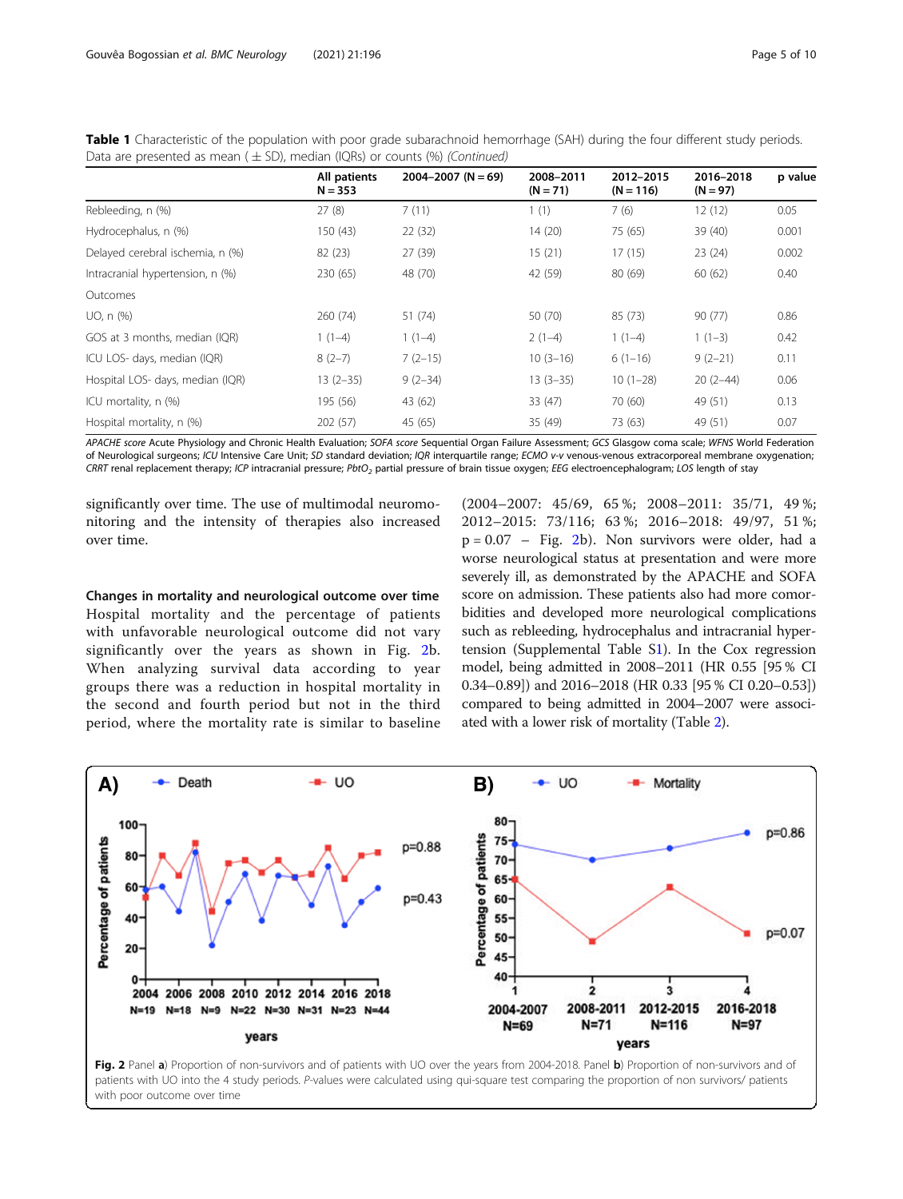**Table 1** Characteristic of the population with poor grade subarachnoid hemorrhage (SAH) during the four different study periods. Data are presented as mean ( ± SD), median (IQRs) or counts (%) *(Continued)*

| | All patients N = 353 | 2004–2007 (N = 69) | 2008–2011 (N = 71) | 2012–2015 (N = 116) | 2016–2018 (N = 97) | p value |
|---|---|---|---|---|---|---|
| Rebleeding, n (%) | 27 (8) | 7 (11) | 1 (1) | 7 (6) | 12 (12) | 0.05 |
| Hydrocephalus, n (%) | 150 (43) | 22 (32) | 14 (20) | 75 (65) | 39 (40) | 0.001 |
| Delayed cerebral ischemia, n (%) | 82 (23) | 27 (39) | 15 (21) | 17 (15) | 23 (24) | 0.002 |
| Intracranial hypertension, n (%) | 230 (65) | 48 (70) | 42 (59) | 80 (69) | 60 (62) | 0.40 |
| Outcomes | | | | | | |
| UO, n (%) | 260 (74) | 51 (74) | 50 (70) | 85 (73) | 90 (77) | 0.86 |
| GOS at 3 months, median (IQR) | 1 (1–4) | 1 (1–4) | 2 (1–4) | 1 (1–4) | 1 (1–3) | 0.42 |
| ICU LOS- days, median (IQR) | 8 (2–7) | 7 (2–15) | 10 (3–16) | 6 (1–16) | 9 (2–21) | 0.11 |
| Hospital LOS- days, median (IQR) | 13 (2–35) | 9 (2–34) | 13 (3–35) | 10 (1–28) | 20 (2–44) | 0.06 |
| ICU mortality, n (%) | 195 (56) | 43 (62) | 33 (47) | 70 (60) | 49 (51) | 0.13 |
| Hospital mortality, n (%) | 202 (57) | 45 (65) | 35 (49) | 73 (63) | 49 (51) | 0.07 |

*APACHE score* Acute Physiology and Chronic Health Evaluation; *SOFA score* Sequential Organ Failure Assessment; *GCS* Glasgow coma scale; *WFNS* World Federation of Neurological surgeons; *ICU* Intensive Care Unit; *SD* standard deviation; *IQR* interquartile range; *ECMO v-v* venous-venous extracorporeal membrane oxygenation; *CRRT* renal replacement therapy; *ICP* intracranial pressure; *PbtO₂* partial pressure of brain tissue oxygen; *EEG* electroencephalogram; *LOS* length of stay

significantly over time. The use of multimodal neuromonitoring and the intensity of therapies also increased over time.

### Changes in mortality and neurological outcome over time

Hospital mortality and the percentage of patients with unfavorable neurological outcome did not vary significantly over the years as shown in Fig. 2b. When analyzing survival data according to year groups there was a reduction in hospital mortality in the second and fourth period but not in the third period, where the mortality rate is similar to baseline (2004–2007: 45/69, 65 %; 2008–2011: 35/71, 49 %; 2012–2015: 73/116; 63 %; 2016–2018: 49/97, 51 %; p = 0.07 – Fig. 2b). Non survivors were older, had a worse neurological status at presentation and were more severely ill, as demonstrated by the APACHE and SOFA score on admission. These patients also had more comorbidities and developed more neurological complications such as rebleeding, hydrocephalus and intracranial hypertension (Supplemental Table S1). In the Cox regression model, being admitted in 2008–2011 (HR 0.55 [95 % CI 0.34–0.89]) and 2016–2018 (HR 0.33 [95 % CI 0.20–0.53]) compared to being admitted in 2004–2007 were associated with a lower risk of mortality (Table 2).

**Fig. 2** Panel **a**) Proportion of non-survivors and of patients with UO over the years from 2004-2018. Panel **b**) Proportion of non-survivors and of patients with UO into the 4 study periods. *P*-values were calculated using qui-square test comparing the proportion of non survivors/ patients with poor outcome over time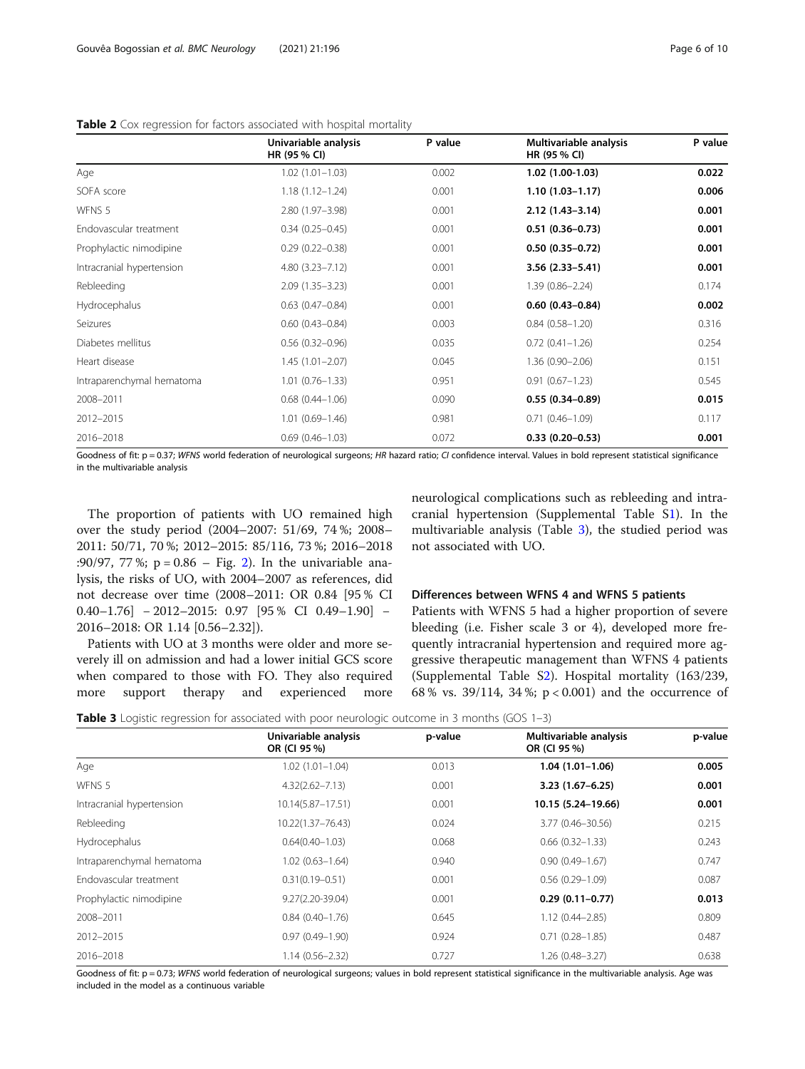**Table 2** Cox regression for factors associated with hospital mortality

|  | Univariable analysis HR (95 % CI) | P value | Multivariable analysis HR (95 % CI) | P value |
|---|---|---|---|---|
| Age | 1.02 (1.01–1.03) | 0.002 | **1.02 (1.00-1.03)** | **0.022** |
| SOFA score | 1.18 (1.12–1.24) | 0.001 | **1.10 (1.03–1.17)** | **0.006** |
| WFNS 5 | 2.80 (1.97–3.98) | 0.001 | **2.12 (1.43–3.14)** | **0.001** |
| Endovascular treatment | 0.34 (0.25–0.45) | 0.001 | **0.51 (0.36–0.73)** | **0.001** |
| Prophylactic nimodipine | 0.29 (0.22–0.38) | 0.001 | **0.50 (0.35–0.72)** | **0.001** |
| Intracranial hypertension | 4.80 (3.23–7.12) | 0.001 | **3.56 (2.33–5.41)** | **0.001** |
| Rebleeding | 2.09 (1.35–3.23) | 0.001 | 1.39 (0.86–2.24) | 0.174 |
| Hydrocephalus | 0.63 (0.47–0.84) | 0.001 | **0.60 (0.43–0.84)** | **0.002** |
| Seizures | 0.60 (0.43–0.84) | 0.003 | 0.84 (0.58–1.20) | 0.316 |
| Diabetes mellitus | 0.56 (0.32–0.96) | 0.035 | 0.72 (0.41–1.26) | 0.254 |
| Heart disease | 1.45 (1.01–2.07) | 0.045 | 1.36 (0.90–2.06) | 0.151 |
| Intraparenchymal hematoma | 1.01 (0.76–1.33) | 0.951 | 0.91 (0.67–1.23) | 0.545 |
| 2008–2011 | 0.68 (0.44–1.06) | 0.090 | **0.55 (0.34–0.89)** | **0.015** |
| 2012–2015 | 1.01 (0.69–1.46) | 0.981 | 0.71 (0.46–1.09) | 0.117 |
| 2016–2018 | 0.69 (0.46–1.03) | 0.072 | **0.33 (0.20–0.53)** | **0.001** |

Goodness of fit: p = 0.37; *WFNS* world federation of neurological surgeons; *HR* hazard ratio; *CI* confidence interval. Values in bold represent statistical significance in the multivariable analysis

The proportion of patients with UO remained high over the study period (2004–2007: 51/69, 74 %; 2008–2011: 50/71, 70 %; 2012–2015: 85/116, 73 %; 2016–2018 :90/97, 77 %; p = 0.86 – Fig. 2). In the univariable analysis, the risks of UO, with 2004–2007 as references, did not decrease over time (2008–2011: OR 0.84 [95 % CI 0.40–1.76] – 2012–2015: 0.97 [95 % CI 0.49–1.90] – 2016–2018: OR 1.14 [0.56–2.32]).

Patients with UO at 3 months were older and more severely ill on admission and had a lower initial GCS score when compared to those with FO. They also required more support therapy and experienced more neurological complications such as rebleeding and intracranial hypertension (Supplemental Table S1). In the multivariable analysis (Table 3), the studied period was not associated with UO.

### Differences between WFNS 4 and WFNS 5 patients

Patients with WFNS 5 had a higher proportion of severe bleeding (i.e. Fisher scale 3 or 4), developed more frequently intracranial hypertension and required more aggressive therapeutic management than WFNS 4 patients (Supplemental Table S2). Hospital mortality (163/239, 68 % vs. 39/114, 34 %; p < 0.001) and the occurrence of

**Table 3** Logistic regression for associated with poor neurologic outcome in 3 months (GOS 1–3)

|  | Univariable analysis OR (CI 95 %) | p-value | Multivariable analysis OR (CI 95 %) | p-value |
|---|---|---|---|---|
| Age | 1.02 (1.01–1.04) | 0.013 | **1.04 (1.01–1.06)** | **0.005** |
| WFNS 5 | 4.32(2.62–7.13) | 0.001 | **3.23 (1.67–6.25)** | **0.001** |
| Intracranial hypertension | 10.14(5.87–17.51) | 0.001 | **10.15 (5.24–19.66)** | **0.001** |
| Rebleeding | 10.22(1.37–76.43) | 0.024 | 3.77 (0.46–30.56) | 0.215 |
| Hydrocephalus | 0.64(0.40–1.03) | 0.068 | 0.66 (0.32–1.33) | 0.243 |
| Intraparenchymal hematoma | 1.02 (0.63–1.64) | 0.940 | 0.90 (0.49–1.67) | 0.747 |
| Endovascular treatment | 0.31(0.19–0.51) | 0.001 | 0.56 (0.29–1.09) | 0.087 |
| Prophylactic nimodipine | 9.27(2.20-39.04) | 0.001 | **0.29 (0.11–0.77)** | **0.013** |
| 2008–2011 | 0.84 (0.40–1.76) | 0.645 | 1.12 (0.44–2.85) | 0.809 |
| 2012–2015 | 0.97 (0.49–1.90) | 0.924 | 0.71 (0.28–1.85) | 0.487 |
| 2016–2018 | 1.14 (0.56–2.32) | 0.727 | 1.26 (0.48–3.27) | 0.638 |

Goodness of fit: p = 0.73; *WFNS* world federation of neurological surgeons; values in bold represent statistical significance in the multivariable analysis. Age was included in the model as a continuous variable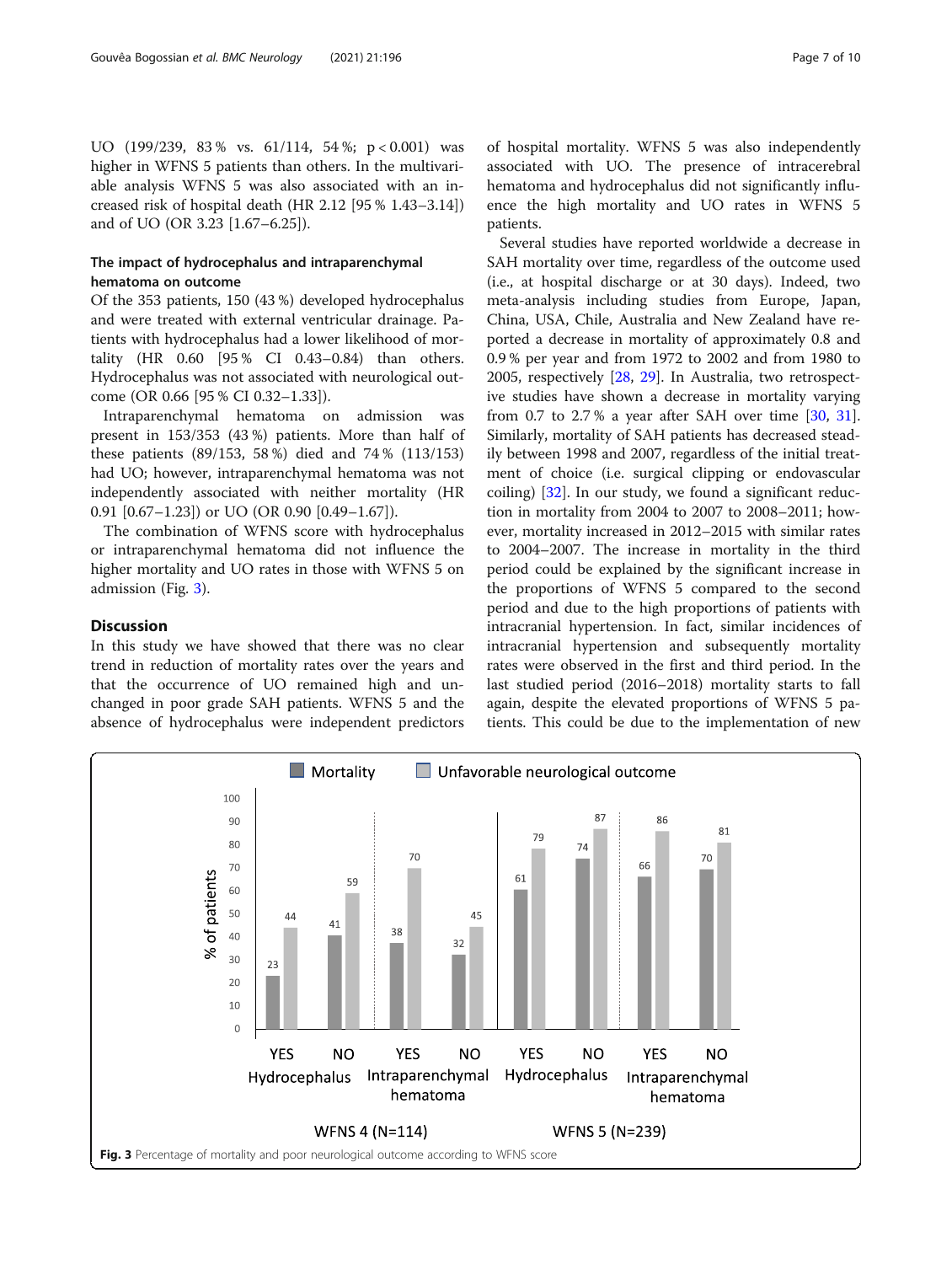UO (199/239, 83 % vs. 61/114, 54 %; p < 0.001) was higher in WFNS 5 patients than others. In the multivariable analysis WFNS 5 was also associated with an increased risk of hospital death (HR 2.12 [95 % 1.43–3.14]) and of UO (OR 3.23 [1.67–6.25]).

### The impact of hydrocephalus and intraparenchymal hematoma on outcome

Of the 353 patients, 150 (43 %) developed hydrocephalus and were treated with external ventricular drainage. Patients with hydrocephalus had a lower likelihood of mortality (HR 0.60 [95 % CI 0.43–0.84) than others. Hydrocephalus was not associated with neurological outcome (OR 0.66 [95 % CI 0.32–1.33]).

Intraparenchymal hematoma on admission was present in 153/353 (43 %) patients. More than half of these patients (89/153, 58 %) died and 74 % (113/153) had UO; however, intraparenchymal hematoma was not independently associated with neither mortality (HR 0.91 [0.67–1.23]) or UO (OR 0.90 [0.49–1.67]).

The combination of WFNS score with hydrocephalus or intraparenchymal hematoma did not influence the higher mortality and UO rates in those with WFNS 5 on admission (Fig. 3).

## Discussion

In this study we have showed that there was no clear trend in reduction of mortality rates over the years and that the occurrence of UO remained high and unchanged in poor grade SAH patients. WFNS 5 and the absence of hydrocephalus were independent predictors of hospital mortality. WFNS 5 was also independently associated with UO. The presence of intracerebral hematoma and hydrocephalus did not significantly influence the high mortality and UO rates in WFNS 5 patients.

Several studies have reported worldwide a decrease in SAH mortality over time, regardless of the outcome used (i.e., at hospital discharge or at 30 days). Indeed, two meta-analysis including studies from Europe, Japan, China, USA, Chile, Australia and New Zealand have reported a decrease in mortality of approximately 0.8 and 0.9 % per year and from 1972 to 2002 and from 1980 to 2005, respectively [28, 29]. In Australia, two retrospective studies have shown a decrease in mortality varying from 0.7 to 2.7 % a year after SAH over time [30, 31]. Similarly, mortality of SAH patients has decreased steadily between 1998 and 2007, regardless of the initial treatment of choice (i.e. surgical clipping or endovascular coiling) [32]. In our study, we found a significant reduction in mortality from 2004 to 2007 to 2008–2011; however, mortality increased in 2012–2015 with similar rates to 2004–2007. The increase in mortality in the third period could be explained by the significant increase in the proportions of WFNS 5 compared to the second period and due to the high proportions of patients with intracranial hypertension. In fact, similar incidences of intracranial hypertension and subsequently mortality rates were observed in the first and third period. In the last studied period (2016–2018) mortality starts to fall again, despite the elevated proportions of WFNS 5 patients. This could be due to the implementation of new

| WFNS group | Condition | | Mortality (%) | Unfavorable neurological outcome (%) |
|---|---|---|---|---|
| WFNS 4 (N=114) | Hydrocephalus | YES | 23 | 44 |
| | | NO | 41 | 59 |
| | Intraparenchymal hematoma | YES | 38 | 70 |
| | | NO | 32 | 45 |
| WFNS 5 (N=239) | Hydrocephalus | YES | 61 | 79 |
| | | NO | 74 | 87 |
| | Intraparenchymal hematoma | YES | 66 | 86 |
| | | NO | 70 | 81 |

**Fig. 3** Percentage of mortality and poor neurological outcome according to WFNS score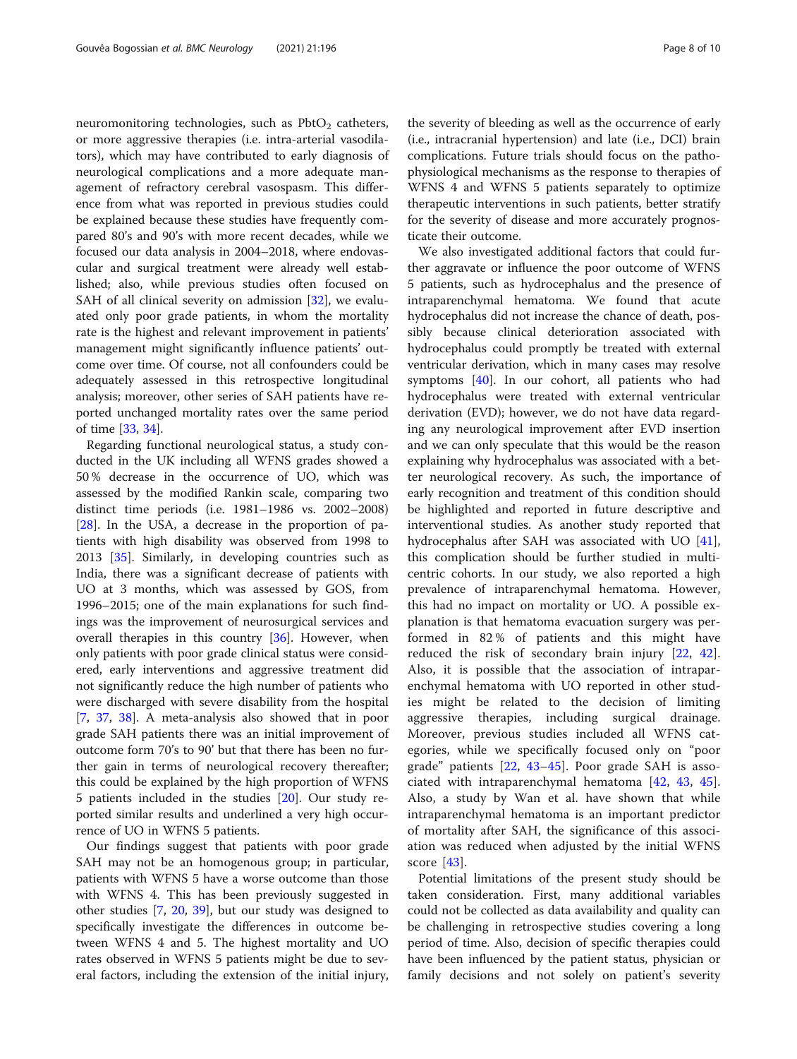neuromonitoring technologies, such as $PbtO_2$ catheters, or more aggressive therapies (i.e. intra-arterial vasodilators), which may have contributed to early diagnosis of neurological complications and a more adequate management of refractory cerebral vasospasm. This difference from what was reported in previous studies could be explained because these studies have frequently compared 80's and 90's with more recent decades, while we focused our data analysis in 2004–2018, where endovascular and surgical treatment were already well established; also, while previous studies often focused on SAH of all clinical severity on admission [32], we evaluated only poor grade patients, in whom the mortality rate is the highest and relevant improvement in patients' management might significantly influence patients' outcome over time. Of course, not all confounders could be adequately assessed in this retrospective longitudinal analysis; moreover, other series of SAH patients have reported unchanged mortality rates over the same period of time [33, 34].

Regarding functional neurological status, a study conducted in the UK including all WFNS grades showed a 50 % decrease in the occurrence of UO, which was assessed by the modified Rankin scale, comparing two distinct time periods (i.e. 1981–1986 vs. 2002–2008) [28]. In the USA, a decrease in the proportion of patients with high disability was observed from 1998 to 2013 [35]. Similarly, in developing countries such as India, there was a significant decrease of patients with UO at 3 months, which was assessed by GOS, from 1996–2015; one of the main explanations for such findings was the improvement of neurosurgical services and overall therapies in this country [36]. However, when only patients with poor grade clinical status were considered, early interventions and aggressive treatment did not significantly reduce the high number of patients who were discharged with severe disability from the hospital [7, 37, 38]. A meta-analysis also showed that in poor grade SAH patients there was an initial improvement of outcome form 70's to 90' but that there has been no further gain in terms of neurological recovery thereafter; this could be explained by the high proportion of WFNS 5 patients included in the studies [20]. Our study reported similar results and underlined a very high occurrence of UO in WFNS 5 patients.

Our findings suggest that patients with poor grade SAH may not be an homogenous group; in particular, patients with WFNS 5 have a worse outcome than those with WFNS 4. This has been previously suggested in other studies [7, 20, 39], but our study was designed to specifically investigate the differences in outcome between WFNS 4 and 5. The highest mortality and UO rates observed in WFNS 5 patients might be due to several factors, including the extension of the initial injury, the severity of bleeding as well as the occurrence of early (i.e., intracranial hypertension) and late (i.e., DCI) brain complications. Future trials should focus on the pathophysiological mechanisms as the response to therapies of WFNS 4 and WFNS 5 patients separately to optimize therapeutic interventions in such patients, better stratify for the severity of disease and more accurately prognosticate their outcome.

We also investigated additional factors that could further aggravate or influence the poor outcome of WFNS 5 patients, such as hydrocephalus and the presence of intraparenchymal hematoma. We found that acute hydrocephalus did not increase the chance of death, possibly because clinical deterioration associated with hydrocephalus could promptly be treated with external ventricular derivation, which in many cases may resolve symptoms [40]. In our cohort, all patients who had hydrocephalus were treated with external ventricular derivation (EVD); however, we do not have data regarding any neurological improvement after EVD insertion and we can only speculate that this would be the reason explaining why hydrocephalus was associated with a better neurological recovery. As such, the importance of early recognition and treatment of this condition should be highlighted and reported in future descriptive and interventional studies. As another study reported that hydrocephalus after SAH was associated with UO [41], this complication should be further studied in multicentric cohorts. In our study, we also reported a high prevalence of intraparenchymal hematoma. However, this had no impact on mortality or UO. A possible explanation is that hematoma evacuation surgery was performed in 82 % of patients and this might have reduced the risk of secondary brain injury [22, 42]. Also, it is possible that the association of intraparenchymal hematoma with UO reported in other studies might be related to the decision of limiting aggressive therapies, including surgical drainage. Moreover, previous studies included all WFNS categories, while we specifically focused only on "poor grade" patients [22, 43–45]. Poor grade SAH is associated with intraparenchymal hematoma [42, 43, 45]. Also, a study by Wan et al. have shown that while intraparenchymal hematoma is an important predictor of mortality after SAH, the significance of this association was reduced when adjusted by the initial WFNS score [43].

Potential limitations of the present study should be taken consideration. First, many additional variables could not be collected as data availability and quality can be challenging in retrospective studies covering a long period of time. Also, decision of specific therapies could have been influenced by the patient status, physician or family decisions and not solely on patient's severity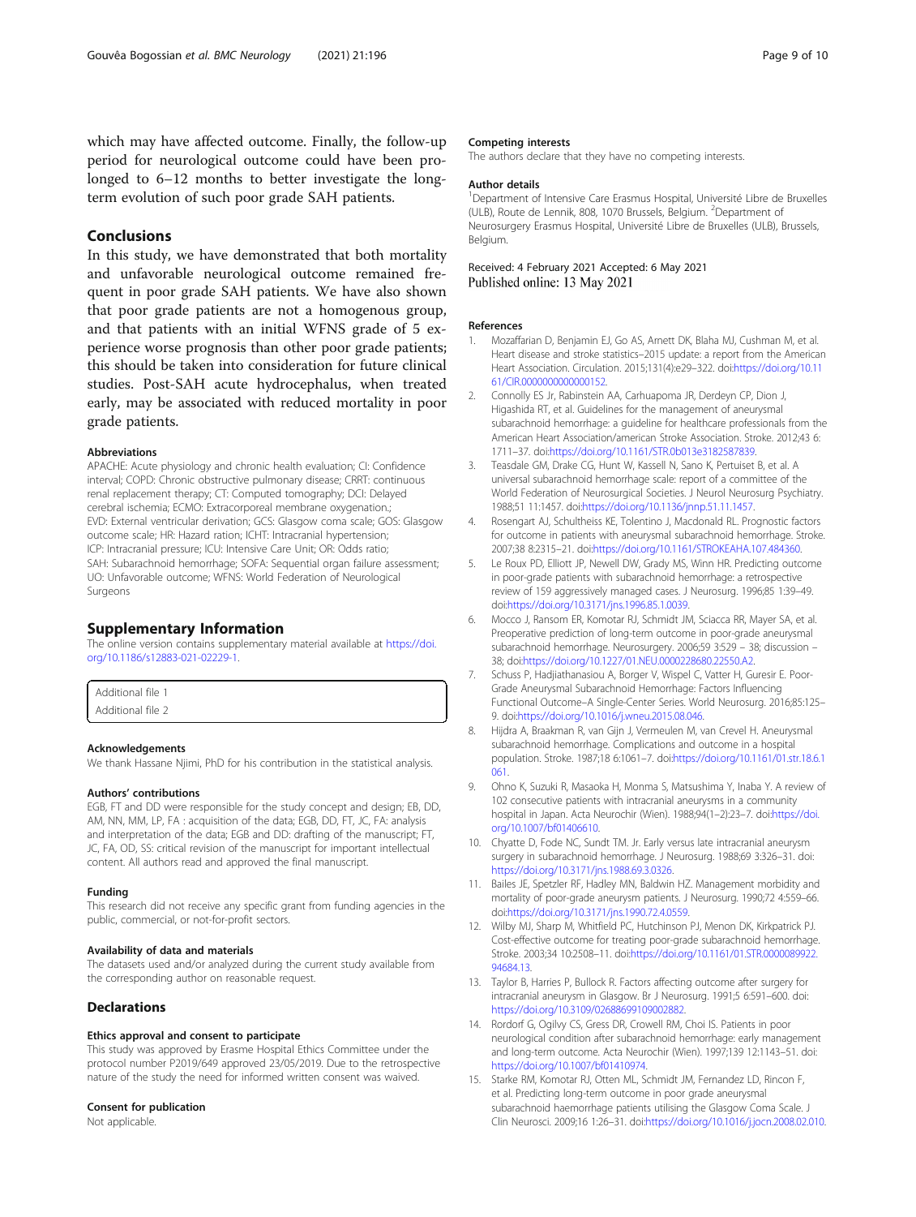which may have affected outcome. Finally, the follow-up period for neurological outcome could have been prolonged to 6–12 months to better investigate the long-term evolution of such poor grade SAH patients.

## Conclusions

In this study, we have demonstrated that both mortality and unfavorable neurological outcome remained frequent in poor grade SAH patients. We have also shown that poor grade patients are not a homogenous group, and that patients with an initial WFNS grade of 5 experience worse prognosis than other poor grade patients; this should be taken into consideration for future clinical studies. Post-SAH acute hydrocephalus, when treated early, may be associated with reduced mortality in poor grade patients.

#### Abbreviations

APACHE: Acute physiology and chronic health evaluation; CI: Confidence interval; COPD: Chronic obstructive pulmonary disease; CRRT: continuous renal replacement therapy; CT: Computed tomography; DCI: Delayed cerebral ischemia; ECMO: Extracorporeal membrane oxygenation.; EVD: External ventricular derivation; GCS: Glasgow coma scale; GOS: Glasgow outcome scale; HR: Hazard ration; ICHT: Intracranial hypertension; ICP: Intracranial pressure; ICU: Intensive Care Unit; OR: Odds ratio; SAH: Subarachnoid hemorrhage; SOFA: Sequential organ failure assessment; UO: Unfavorable outcome; WFNS: World Federation of Neurological Surgeons

## Supplementary Information

The online version contains supplementary material available at https://doi.org/10.1186/s12883-021-02229-1.

Additional file 1
Additional file 2

#### Acknowledgements

We thank Hassane Njimi, PhD for his contribution in the statistical analysis.

#### Authors' contributions

EGB, FT and DD were responsible for the study concept and design; EB, DD, AM, NN, MM, LP, FA : acquisition of the data; EGB, DD, FT, JC, FA: analysis and interpretation of the data; EGB and DD: drafting of the manuscript; FT, JC, FA, OD, SS: critical revision of the manuscript for important intellectual content. All authors read and approved the final manuscript.

#### Funding

This research did not receive any specific grant from funding agencies in the public, commercial, or not-for-profit sectors.

#### Availability of data and materials

The datasets used and/or analyzed during the current study available from the corresponding author on reasonable request.

### Declarations

#### Ethics approval and consent to participate

This study was approved by Erasme Hospital Ethics Committee under the protocol number P2019/649 approved 23/05/2019. Due to the retrospective nature of the study the need for informed written consent was waived.

#### Consent for publication

Not applicable.

#### Competing interests

The authors declare that they have no competing interests.

#### Author details

[1]Department of Intensive Care Erasmus Hospital, Université Libre de Bruxelles (ULB), Route de Lennik, 808, 1070 Brussels, Belgium. [2]Department of Neurosurgery Erasmus Hospital, Université Libre de Bruxelles (ULB), Brussels, Belgium.

Received: 4 February 2021 Accepted: 6 May 2021
Published online: 13 May 2021

#### References

1. Mozaffarian D, Benjamin EJ, Go AS, Arnett DK, Blaha MJ, Cushman M, et al. Heart disease and stroke statistics–2015 update: a report from the American Heart Association. Circulation. 2015;131(4):e29–322. doi:https://doi.org/10.1161/CIR.0000000000000152.
2. Connolly ES Jr, Rabinstein AA, Carhuapoma JR, Derdeyn CP, Dion J, Higashida RT, et al. Guidelines for the management of aneurysmal subarachnoid hemorrhage: a guideline for healthcare professionals from the American Heart Association/american Stroke Association. Stroke. 2012;43 6:1711–37. doi:https://doi.org/10.1161/STR.0b013e3182587839.
3. Teasdale GM, Drake CG, Hunt W, Kassell N, Sano K, Pertuiset B, et al. A universal subarachnoid hemorrhage scale: report of a committee of the World Federation of Neurosurgical Societies. J Neurol Neurosurg Psychiatry. 1988;51 11:1457. doi:https://doi.org/10.1136/jnnp.51.11.1457.
4. Rosengart AJ, Schultheiss KE, Tolentino J, Macdonald RL. Prognostic factors for outcome in patients with aneurysmal subarachnoid hemorrhage. Stroke. 2007;38 8:2315–21. doi:https://doi.org/10.1161/STROKEAHA.107.484360.
5. Le Roux PD, Elliott JP, Newell DW, Grady MS, Winn HR. Predicting outcome in poor-grade patients with subarachnoid hemorrhage: a retrospective review of 159 aggressively managed cases. J Neurosurg. 1996;85 1:39–49. doi:https://doi.org/10.3171/jns.1996.85.1.0039.
6. Mocco J, Ransom ER, Komotar RJ, Schmidt JM, Sciacca RR, Mayer SA, et al. Preoperative prediction of long-term outcome in poor-grade aneurysmal subarachnoid hemorrhage. Neurosurgery. 2006;59 3:529 – 38; discussion – 38; doi:https://doi.org/10.1227/01.NEU.0000228680.22550.A2.
7. Schuss P, Hadjiathanasiou A, Borger V, Wispel C, Vatter H, Guresir E. Poor-Grade Aneurysmal Subarachnoid Hemorrhage: Factors Influencing Functional Outcome–A Single-Center Series. World Neurosurg. 2016;85:125–9. doi:https://doi.org/10.1016/j.wneu.2015.08.046.
8. Hijdra A, Braakman R, van Gijn J, Vermeulen M, van Crevel H. Aneurysmal subarachnoid hemorrhage. Complications and outcome in a hospital population. Stroke. 1987;18 6:1061–7. doi:https://doi.org/10.1161/01.str.18.6.1061.
9. Ohno K, Suzuki R, Masaoka H, Monma S, Matsushima Y, Inaba Y. A review of 102 consecutive patients with intracranial aneurysms in a community hospital in Japan. Acta Neurochir (Wien). 1988;94(1–2):23–7. doi:https://doi.org/10.1007/bf01406610.
10. Chyatte D, Fode NC, Sundt TM. Jr. Early versus late intracranial aneurysm surgery in subarachnoid hemorrhage. J Neurosurg. 1988;69 3:326–31. doi: https://doi.org/10.3171/jns.1988.69.3.0326.
11. Bailes JE, Spetzler RF, Hadley MN, Baldwin HZ. Management morbidity and mortality of poor-grade aneurysm patients. J Neurosurg. 1990;72 4:559–66. doi:https://doi.org/10.3171/jns.1990.72.4.0559.
12. Wilby MJ, Sharp M, Whitfield PC, Hutchinson PJ, Menon DK, Kirkpatrick PJ. Cost-effective outcome for treating poor-grade subarachnoid hemorrhage. Stroke. 2003;34 10:2508–11. doi:https://doi.org/10.1161/01.STR.0000089922.94684.13.
13. Taylor B, Harries P, Bullock R. Factors affecting outcome after surgery for intracranial aneurysm in Glasgow. Br J Neurosurg. 1991;5 6:591–600. doi: https://doi.org/10.3109/02688699109002882.
14. Rordorf G, Ogilvy CS, Gress DR, Crowell RM, Choi IS. Patients in poor neurological condition after subarachnoid hemorrhage: early management and long-term outcome. Acta Neurochir (Wien). 1997;139 12:1143–51. doi: https://doi.org/10.1007/bf01410974.
15. Starke RM, Komotar RJ, Otten ML, Schmidt JM, Fernandez LD, Rincon F, et al. Predicting long-term outcome in poor grade aneurysmal subarachnoid haemorrhage patients utilising the Glasgow Coma Scale. J Clin Neurosci. 2009;16 1:26–31. doi:https://doi.org/10.1016/j.jocn.2008.02.010.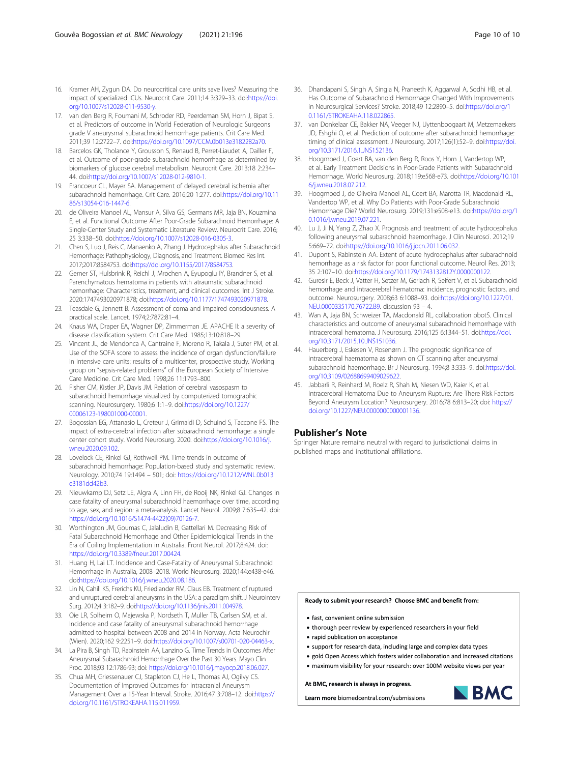16. Kramer AH, Zygun DA. Do neurocritical care units save lives? Measuring the impact of specialized ICUs. Neurocrit Care. 2011;14 3:329–33. doi:https://doi.org/10.1007/s12028-011-9530-y.
17. van den Berg R, Foumani M, Schroder RD, Peerdeman SM, Horn J, Bipat S, et al. Predictors of outcome in World Federation of Neurologic Surgeons grade V aneurysmal subarachnoid hemorrhage patients. Crit Care Med. 2011;39 12:2722–7. doi:https://doi.org/10.1097/CCM.0b013e3182282a70.
18. Barcelos GK, Tholance Y, Grousson S, Renaud B, Perret-Liaudet A, Dailler F, et al. Outcome of poor-grade subarachnoid hemorrhage as determined by biomarkers of glucose cerebral metabolism. Neurocrit Care. 2013;18 2:234–44. doi:https://doi.org/10.1007/s12028-012-9810-1.
19. Francoeur CL, Mayer SA. Management of delayed cerebral ischemia after subarachnoid hemorrhage. Crit Care. 2016;20 1:277. doi:https://doi.org/10.1186/s13054-016-1447-6.
20. de Oliveira Manoel AL, Mansur A, Silva GS, Germans MR, Jaja BN, Kouzmina E, et al. Functional Outcome After Poor-Grade Subarachnoid Hemorrhage: A Single-Center Study and Systematic Literature Review. Neurocrit Care. 2016; 25 3:338–50. doi:https://doi.org/10.1007/s12028-016-0305-3.
21. Chen S, Luo J, Reis C, Manaenko A, Zhang J. Hydrocephalus after Subarachnoid Hemorrhage: Pathophysiology, Diagnosis, and Treatment. Biomed Res Int. 2017;2017:8584753. doi:https://doi.org/10.1155/2017/8584753.
22. Gerner ST, Hulsbrink R, Reichl J, Mrochen A, Eyupoglu IY, Brandner S, et al. Parenchymatous hematoma in patients with atraumatic subarachnoid hemorrhage: Characteristics, treatment, and clinical outcomes. Int J Stroke. 2020:1747493020971878; doi:https://doi.org/10.1177/1747493020971878.
23. Teasdale G, Jennett B. Assessment of coma and impaired consciousness. A practical scale. Lancet. 1974;2:7872:81–4.
24. Knaus WA, Draper EA, Wagner DP, Zimmerman JE. APACHE II: a severity of disease classification system. Crit Care Med. 1985;13:10:818–29.
25. Vincent JL, de Mendonca A, Cantraine F, Moreno R, Takala J, Suter PM, et al. Use of the SOFA score to assess the incidence of organ dysfunction/failure in intensive care units: results of a multicenter, prospective study. Working group on "sepsis-related problems" of the European Society of Intensive Care Medicine. Crit Care Med. 1998;26 11:1793–800.
26. Fisher CM, Kistler JP, Davis JM. Relation of cerebral vasospasm to subarachnoid hemorrhage visualized by computerized tomographic scanning. Neurosurgery. 1980;6 1:1–9. doi:https://doi.org/10.1227/00006123-198001000-00001.
27. Bogossian EG, Attanasio L, Creteur J, Grimaldi D, Schuind S, Taccone FS. The impact of extra-cerebral infection after subarachnoid hemorrhage: a single center cohort study. World Neurosurg. 2020. doi:https://doi.org/10.1016/j.wneu.2020.09.102.
28. Lovelock CE, Rinkel GJ, Rothwell PM. Time trends in outcome of subarachnoid hemorrhage: Population-based study and systematic review. Neurology. 2010;74 19:1494 – 501; doi: https://doi.org/10.1212/WNL.0b013e3181dd42b3.
29. Nieuwkamp DJ, Setz LE, Algra A, Linn FH, de Rooij NK, Rinkel GJ. Changes in case fatality of aneurysmal subarachnoid haemorrhage over time, according to age, sex, and region: a meta-analysis. Lancet Neurol. 2009;8 7:635–42. doi: https://doi.org/10.1016/S1474-4422(09)70126-7.
30. Worthington JM, Goumas C, Jalaludin B, Gattellari M. Decreasing Risk of Fatal Subarachnoid Hemorrhage and Other Epidemiological Trends in the Era of Coiling Implementation in Australia. Front Neurol. 2017;8:424. doi: https://doi.org/10.3389/fneur.2017.00424.
31. Huang H, Lai LT. Incidence and Case-Fatality of Aneurysmal Subarachnoid Hemorrhage in Australia, 2008–2018. World Neurosurg. 2020;144:e438-e46. doi:https://doi.org/10.1016/j.wneu.2020.08.186.
32. Lin N, Cahill KS, Frerichs KU, Friedlander RM, Claus EB. Treatment of ruptured and unruptured cerebral aneurysms in the USA: a paradigm shift. J Neurointerv Surg. 2012;4 3:182–9. doi:https://doi.org/10.1136/jnis.2011.004978.
33. Oie LR, Solheim O, Majewska P, Nordseth T, Muller TB, Carlsen SM, et al. Incidence and case fatality of aneurysmal subarachnoid hemorrhage admitted to hospital between 2008 and 2014 in Norway. Acta Neurochir (Wien). 2020;162 9:2251–9. doi:https://doi.org/10.1007/s00701-020-04463-x.
34. La Pira B, Singh TD, Rabinstein AA, Lanzino G. Time Trends in Outcomes After Aneurysmal Subarachnoid Hemorrhage Over the Past 30 Years. Mayo Clin Proc. 2018;93 12:1786-93; doi: https://doi.org/10.1016/j.mayocp.2018.06.027.
35. Chua MH, Griessenauer CJ, Stapleton CJ, He L, Thomas AJ, Ogilvy CS. Documentation of Improved Outcomes for Intracranial Aneurysm Management Over a 15-Year Interval. Stroke. 2016;47 3:708–12. doi:https://doi.org/10.1161/STROKEAHA.115.011959.
36. Dhandapani S, Singh A, Singla N, Praneeth K, Aggarwal A, Sodhi HB, et al. Has Outcome of Subarachnoid Hemorrhage Changed With Improvements in Neurosurgical Services? Stroke. 2018;49 12:2890–5. doi:https://doi.org/10.1161/STROKEAHA.118.022865.
37. van Donkelaar CE, Bakker NA, Veeger NJ, Uyttenboogaart M, Metzemaekers JD, Eshghi O, et al. Prediction of outcome after subarachnoid hemorrhage: timing of clinical assessment. J Neurosurg. 2017;126(1):52–9. doi:https://doi.org/10.3171/2016.1.JNS152136.
38. Hoogmoed J, Coert BA, van den Berg R, Roos YB, Horn J, Vandertop WP, et al. Early Treatment Decisions in Poor-Grade Patients with Subarachnoid Hemorrhage. World Neurosurg. 2018;119:e568-e73. doi:https://doi.org/10.1016/j.wneu.2018.07.212.
39. Hoogmoed J, de Oliveira Manoel AL, Coert BA, Marotta TR, Macdonald RL, Vandertop WP, et al. Why Do Patients with Poor-Grade Subarachnoid Hemorrhage Die? World Neurosurg. 2019;131:e508-e13. doi:https://doi.org/10.1016/j.wneu.2019.07.221.
40. Lu J, Ji N, Yang Z, Zhao X. Prognosis and treatment of acute hydrocephalus following aneurysmal subarachnoid haemorrhage. J Clin Neurosci. 2012;19 5:669–72. doi:https://doi.org/10.1016/j.jocn.2011.06.032.
41. Dupont S, Rabinstein AA. Extent of acute hydrocephalus after subarachnoid hemorrhage as a risk factor for poor functional outcome. Neurol Res. 2013; 35 2:107–10. doi:https://doi.org/10.1179/1743132812Y.0000000122.
42. Guresir E, Beck J, Vatter H, Setzer M, Gerlach R, Seifert V, et al. Subarachnoid hemorrhage and intracerebral hematoma: incidence, prognostic factors, and outcome. Neurosurgery. 2008;63 6:1088–93. doi:https://doi.org/10.1227/01.NEU.0000335170.76722.B9. discussion 93 – 4.
43. Wan A, Jaja BN, Schweizer TA, Macdonald RL, collaboration obotS. Clinical characteristics and outcome of aneurysmal subarachnoid hemorrhage with intracerebral hematoma. J Neurosurg. 2016;125 6:1344–51. doi:https://doi.org/10.3171/2015.10.JNS151036.
44. Hauerberg J, Eskesen V, Rosenørn J. The prognostic significance of intracerebral haematoma as shown on CT scanning after aneurysmal subarachnoid haemorrhage. Br J Neurosurg. 1994;8 3:333–9. doi:https://doi.org/10.3109/02688699409029622.
45. Jabbarli R, Reinhard M, Roelz R, Shah M, Niesen WD, Kaier K, et al. Intracerebral Hematoma Due to Aneurysm Rupture: Are There Risk Factors Beyond Aneurysm Location? Neurosurgery. 2016;78 6:813–20; doi: https://doi.org/10.1227/NEU.0000000000001136.

## Publisher's Note

Springer Nature remains neutral with regard to jurisdictional claims in published maps and institutional affiliations.

**Ready to submit your research? Choose BMC and benefit from:**

- fast, convenient online submission
- thorough peer review by experienced researchers in your field
- rapid publication on acceptance
- support for research data, including large and complex data types
- gold Open Access which fosters wider collaboration and increased citations
- maximum visibility for your research: over 100M website views per year

**At BMC, research is always in progress.**

**Learn more** biomedcentral.com/submissions